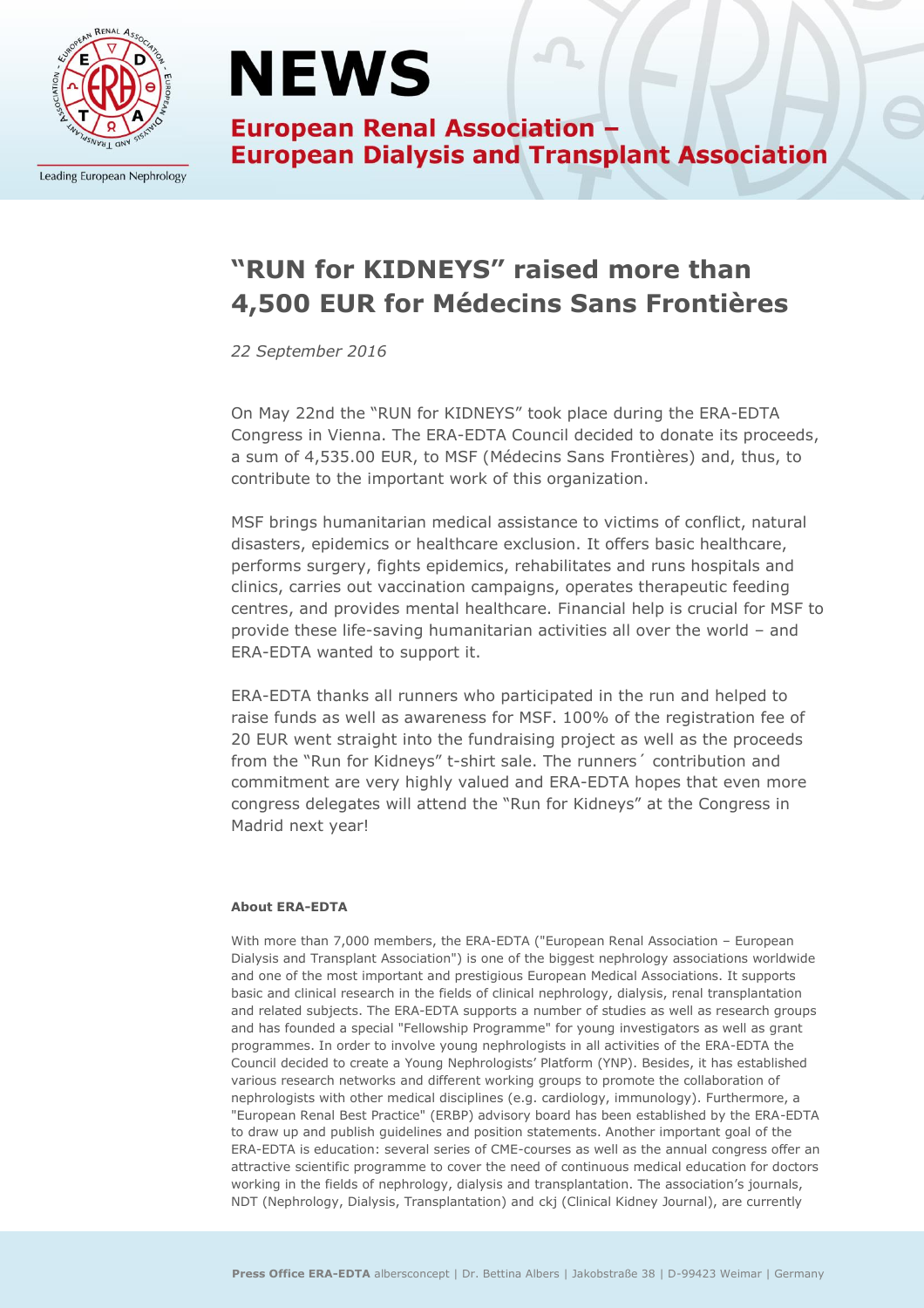# NEWS

**European Renal Association – European Dialysis and Transplant Association**

Leading European Nephrology

## "RUN for KIDNEYS" raised more than 4,500 EUR for Médecins Sans Frontières

*22 September 2016*

On May 22nd the "RUN for KIDNEYS" took place during the ERA-EDTA Congress in Vienna. The ERA-EDTA Council decided to donate its proceeds, a sum of 4,535.00 EUR, to MSF (Médecins Sans Frontières) and, thus, to contribute to the important work of this organization.

MSF brings humanitarian medical assistance to victims of conflict, natural disasters, epidemics or healthcare exclusion. It offers basic healthcare, performs surgery, fights epidemics, rehabilitates and runs hospitals and clinics, carries out vaccination campaigns, operates therapeutic feeding centres, and provides mental healthcare. Financial help is crucial for MSF to provide these life-saving humanitarian activities all over the world – and ERA-EDTA wanted to support it.

ERA-EDTA thanks all runners who participated in the run and helped to raise funds as well as awareness for MSF. 100% of the registration fee of 20 EUR went straight into the fundraising project as well as the proceeds from the "Run for Kidneys" t-shirt sale. The runners´ contribution and commitment are very highly valued and ERA-EDTA hopes that even more congress delegates will attend the "Run for Kidneys" at the Congress in Madrid next year!

**About ERA-EDTA**

With more than 7,000 members, the ERA-EDTA ("European Renal Association – European Dialysis and Transplant Association") is one of the biggest nephrology associations worldwide and one of the most important and prestigious European Medical Associations. It supports basic and clinical research in the fields of clinical nephrology, dialysis, renal transplantation and related subjects. The ERA-EDTA supports a number of studies as well as research groups and has founded a special "Fellowship Programme" for young investigators as well as grant programmes. In order to involve young nephrologists in all activities of the ERA-EDTA the Council decided to create a Young Nephrologists' Platform (YNP). Besides, it has established various research networks and different working groups to promote the collaboration of nephrologists with other medical disciplines (e.g. cardiology, immunology). Furthermore, a "European Renal Best Practice" (ERBP) advisory board has been established by the ERA-EDTA to draw up and publish guidelines and position statements. Another important goal of the ERA-EDTA is education: several series of CME-courses as well as the annual congress offer an attractive scientific programme to cover the need of continuous medical education for doctors working in the fields of nephrology, dialysis and transplantation. The association's journals, NDT (Nephrology, Dialysis, Transplantation) and ckj (Clinical Kidney Journal), are currently

**Press Office ERA-EDTA** altersconcept | Dr. Bettina Albers | Jakobstraße 38 | D-99423 Weimar | Germany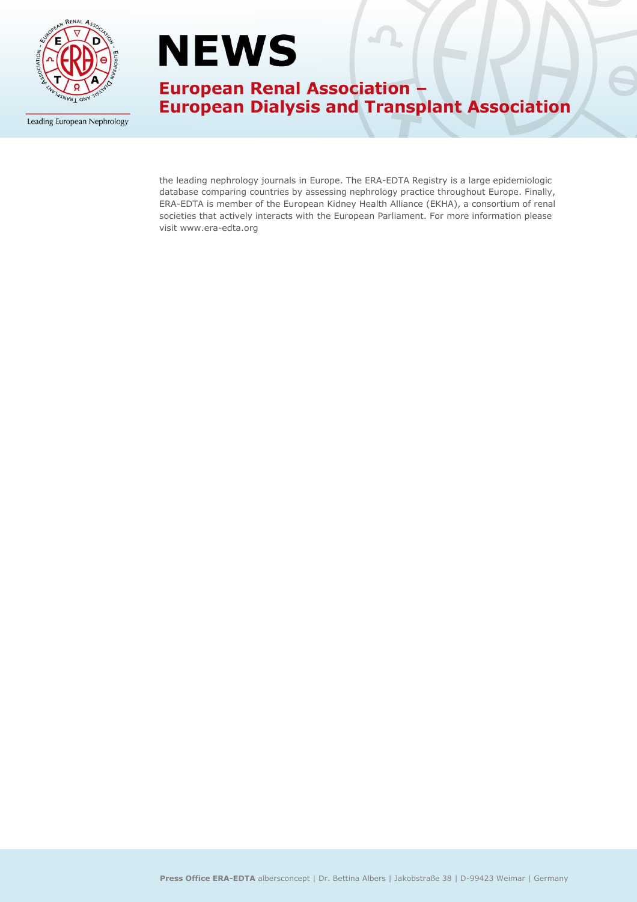the leading nephrology journals in Europe. The ERA-EDTA Registry is a large epidemiologic database comparing countries by assessing nephrology practice throughout Europe. Finally, ERA-EDTA is member of the European Kidney Health Alliance (EKHA), a consortium of renal societies that actively interacts with the European Parliament. For more information please visit www.era-edta.org